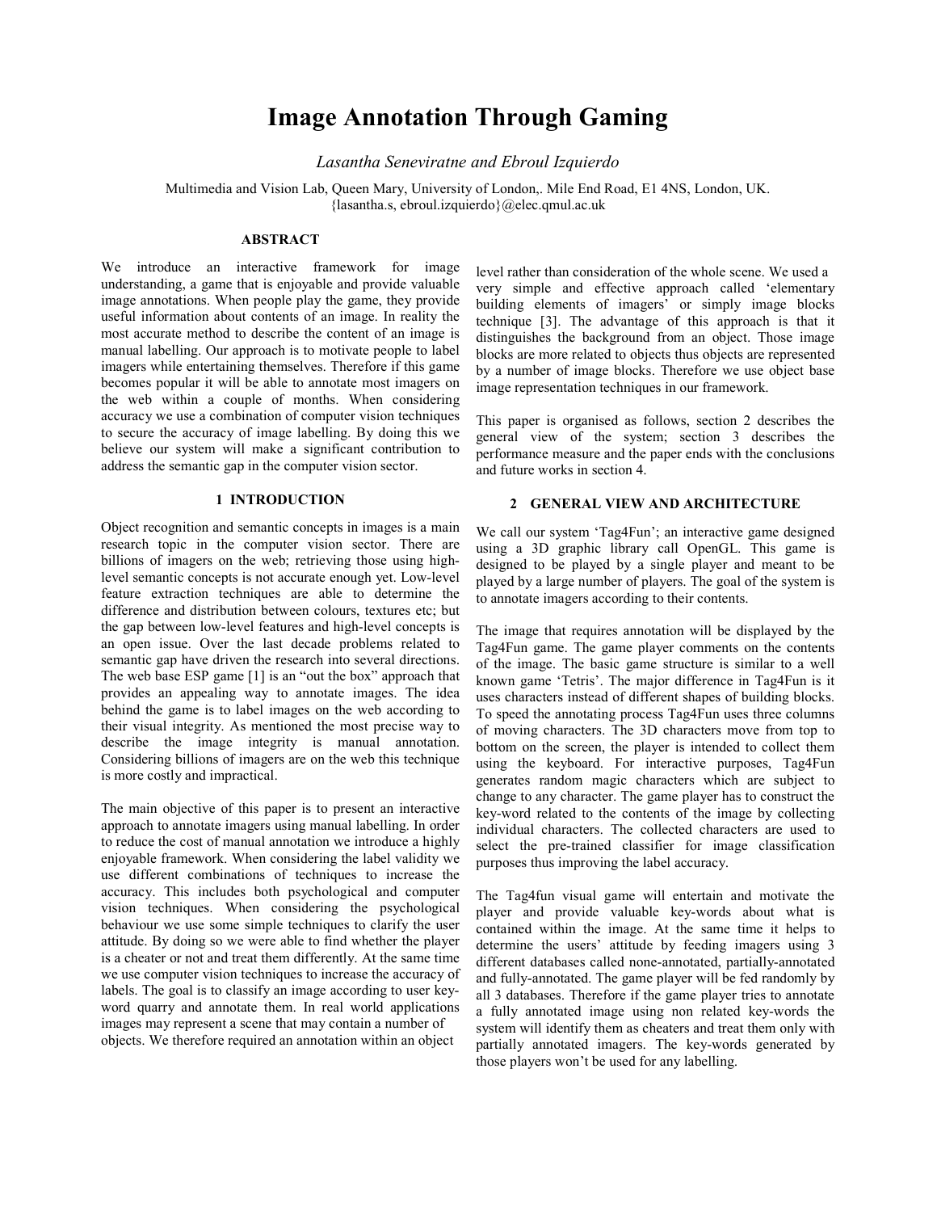# Image Annotation Through Gaming

*Lasantha Seneviratne and Ebroul Izquierdo*

Multimedia and Vision Lab, Queen Mary, University of London,. Mile End Road, E1 4NS, London, UK.
{lasantha.s, ebroul.izquierdo}@elec.qmul.ac.uk

## ABSTRACT

We introduce an interactive framework for image understanding, a game that is enjoyable and provide valuable image annotations. When people play the game, they provide useful information about contents of an image. In reality the most accurate method to describe the content of an image is manual labelling. Our approach is to motivate people to label imagers while entertaining themselves. Therefore if this game becomes popular it will be able to annotate most imagers on the web within a couple of months. When considering accuracy we use a combination of computer vision techniques to secure the accuracy of image labelling. By doing this we believe our system will make a significant contribution to address the semantic gap in the computer vision sector.

## 1 INTRODUCTION

Object recognition and semantic concepts in images is a main research topic in the computer vision sector. There are billions of imagers on the web; retrieving those using high-level semantic concepts is not accurate enough yet. Low-level feature extraction techniques are able to determine the difference and distribution between colours, textures etc; but the gap between low-level features and high-level concepts is an open issue. Over the last decade problems related to semantic gap have driven the research into several directions. The web base ESP game [1] is an "out the box" approach that provides an appealing way to annotate images. The idea behind the game is to label images on the web according to their visual integrity. As mentioned the most precise way to describe the image integrity is manual annotation. Considering billions of imagers are on the web this technique is more costly and impractical.

The main objective of this paper is to present an interactive approach to annotate imagers using manual labelling. In order to reduce the cost of manual annotation we introduce a highly enjoyable framework. When considering the label validity we use different combinations of techniques to increase the accuracy. This includes both psychological and computer vision techniques. When considering the psychological behaviour we use some simple techniques to clarify the user attitude. By doing so we were able to find whether the player is a cheater or not and treat them differently. At the same time we use computer vision techniques to increase the accuracy of labels. The goal is to classify an image according to user key-word quarry and annotate them. In real world applications images may represent a scene that may contain a number of objects. We therefore required an annotation within an object level rather than consideration of the whole scene. We used a very simple and effective approach called 'elementary building elements of imagers' or simply image blocks technique [3]. The advantage of this approach is that it distinguishes the background from an object. Those image blocks are more related to objects thus objects are represented by a number of image blocks. Therefore we use object base image representation techniques in our framework.

This paper is organised as follows, section 2 describes the general view of the system; section 3 describes the performance measure and the paper ends with the conclusions and future works in section 4.

## 2 GENERAL VIEW AND ARCHITECTURE

We call our system 'Tag4Fun'; an interactive game designed using a 3D graphic library call OpenGL. This game is designed to be played by a single player and meant to be played by a large number of players. The goal of the system is to annotate imagers according to their contents.

The image that requires annotation will be displayed by the Tag4Fun game. The game player comments on the contents of the image. The basic game structure is similar to a well known game 'Tetris'. The major difference in Tag4Fun is it uses characters instead of different shapes of building blocks. To speed the annotating process Tag4Fun uses three columns of moving characters. The 3D characters move from top to bottom on the screen, the player is intended to collect them using the keyboard. For interactive purposes, Tag4Fun generates random magic characters which are subject to change to any character. The game player has to construct the key-word related to the contents of the image by collecting individual characters. The collected characters are used to select the pre-trained classifier for image classification purposes thus improving the label accuracy.

The Tag4fun visual game will entertain and motivate the player and provide valuable key-words about what is contained within the image. At the same time it helps to determine the users' attitude by feeding imagers using 3 different databases called none-annotated, partially-annotated and fully-annotated. The game player will be fed randomly by all 3 databases. Therefore if the game player tries to annotate a fully annotated image using non related key-words the system will identify them as cheaters and treat them only with partially annotated imagers. The key-words generated by those players won't be used for any labelling.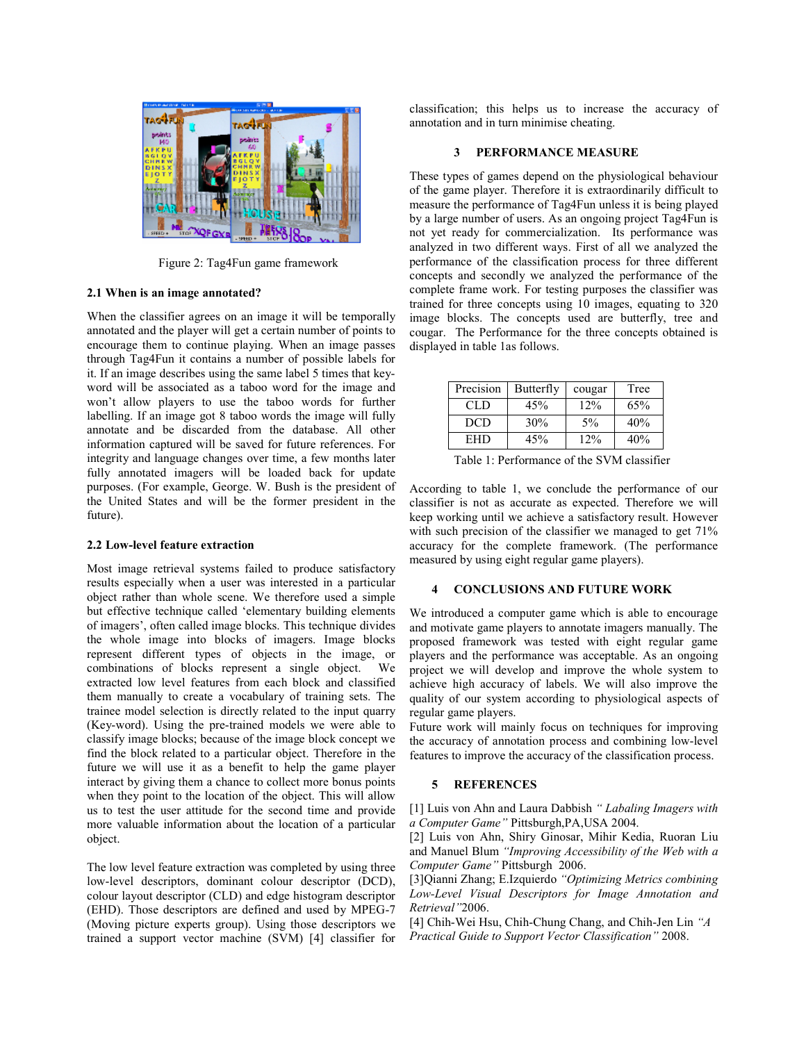Figure 2: Tag4Fun game framework

### 2.1 When is an image annotated?

When the classifier agrees on an image it will be temporally annotated and the player will get a certain number of points to encourage them to continue playing. When an image passes through Tag4Fun it contains a number of possible labels for it. If an image describes using the same label 5 times that key-word will be associated as a taboo word for the image and won't allow players to use the taboo words for further labelling. If an image got 8 taboo words the image will fully annotate and be discarded from the database. All other information captured will be saved for future references. For integrity and language changes over time, a few months later fully annotated images will be loaded back for update purposes. (For example, George. W. Bush is the president of the United States and will be the former president in the future).

### 2.2 Low-level feature extraction

Most image retrieval systems failed to produce satisfactory results especially when a user was interested in a particular object rather than whole scene. We therefore used a simple but effective technique called 'elementary building elements of imagers', often called image blocks. This technique divides the whole image into blocks of imagers. Image blocks represent different types of objects in the image, or combinations of blocks represent a single object. We extracted low level features from each block and classified them manually to create a vocabulary of training sets. The trainee model selection is directly related to the input quarry (Key-word). Using the pre-trained models we were able to classify image blocks; because of the image block concept we find the block related to a particular object. Therefore in the future we will use it as a benefit to help the game player interact by giving them a chance to collect more bonus points when they point to the location of the object. This will allow us to test the user attitude for the second time and provide more valuable information about the location of a particular object.

The low level feature extraction was completed by using three low-level descriptors, dominant colour descriptor (DCD), colour layout descriptor (CLD) and edge histogram descriptor (EHD). Those descriptors are defined and used by MPEG-7 (Moving picture experts group). Using those descriptors we trained a support vector machine (SVM) [4] classifier for classification; this helps us to increase the accuracy of annotation and in turn minimise cheating.

## 3 PERFORMANCE MEASURE

These types of games depend on the physiological behaviour of the game player. Therefore it is extraordinarily difficult to measure the performance of Tag4Fun unless it is being played by a large number of users. As an ongoing project Tag4Fun is not yet ready for commercialization. Its performance was analyzed in two different ways. First of all we analyzed the performance of the classification process for three different concepts and secondly we analyzed the performance of the complete frame work. For testing purposes the classifier was trained for three concepts using 10 images, equating to 320 image blocks. The concepts used are butterfly, tree and cougar. The Performance for the three concepts obtained is displayed in table 1as follows.

| Precision | Butterfly | cougar | Tree |
|---|---|---|---|
| CLD | 45% | 12% | 65% |
| DCD | 30% | 5% | 40% |
| EHD | 45% | 12% | 40% |

Table 1: Performance of the SVM classifier

According to table 1, we conclude the performance of our classifier is not as accurate as expected. Therefore we will keep working until we achieve a satisfactory result. However with such precision of the classifier we managed to get 71% accuracy for the complete framework. (The performance measured by using eight regular game players).

## 4 CONCLUSIONS AND FUTURE WORK

We introduced a computer game which is able to encourage and motivate game players to annotate imagers manually. The proposed framework was tested with eight regular game players and the performance was acceptable. As an ongoing project we will develop and improve the whole system to achieve high accuracy of labels. We will also improve the quality of our system according to physiological aspects of regular game players.

Future work will mainly focus on techniques for improving the accuracy of annotation process and combining low-level features to improve the accuracy of the classification process.

## 5 REFERENCES

[1] Luis von Ahn and Laura Dabbish *" Labaling Imagers with a Computer Game"* Pittsburgh,PA,USA 2004.

[2] Luis von Ahn, Shiry Ginosar, Mihir Kedia, Ruoran Liu and Manuel Blum *"Improving Accessibility of the Web with a Computer Game"* Pittsburgh 2006.

[3]Qianni Zhang; E.Izquierdo *"Optimizing Metrics combining Low-Level Visual Descriptors for Image Annotation and Retrieval"*2006.

[4] Chih-Wei Hsu, Chih-Chung Chang, and Chih-Jen Lin *"A Practical Guide to Support Vector Classification"* 2008.